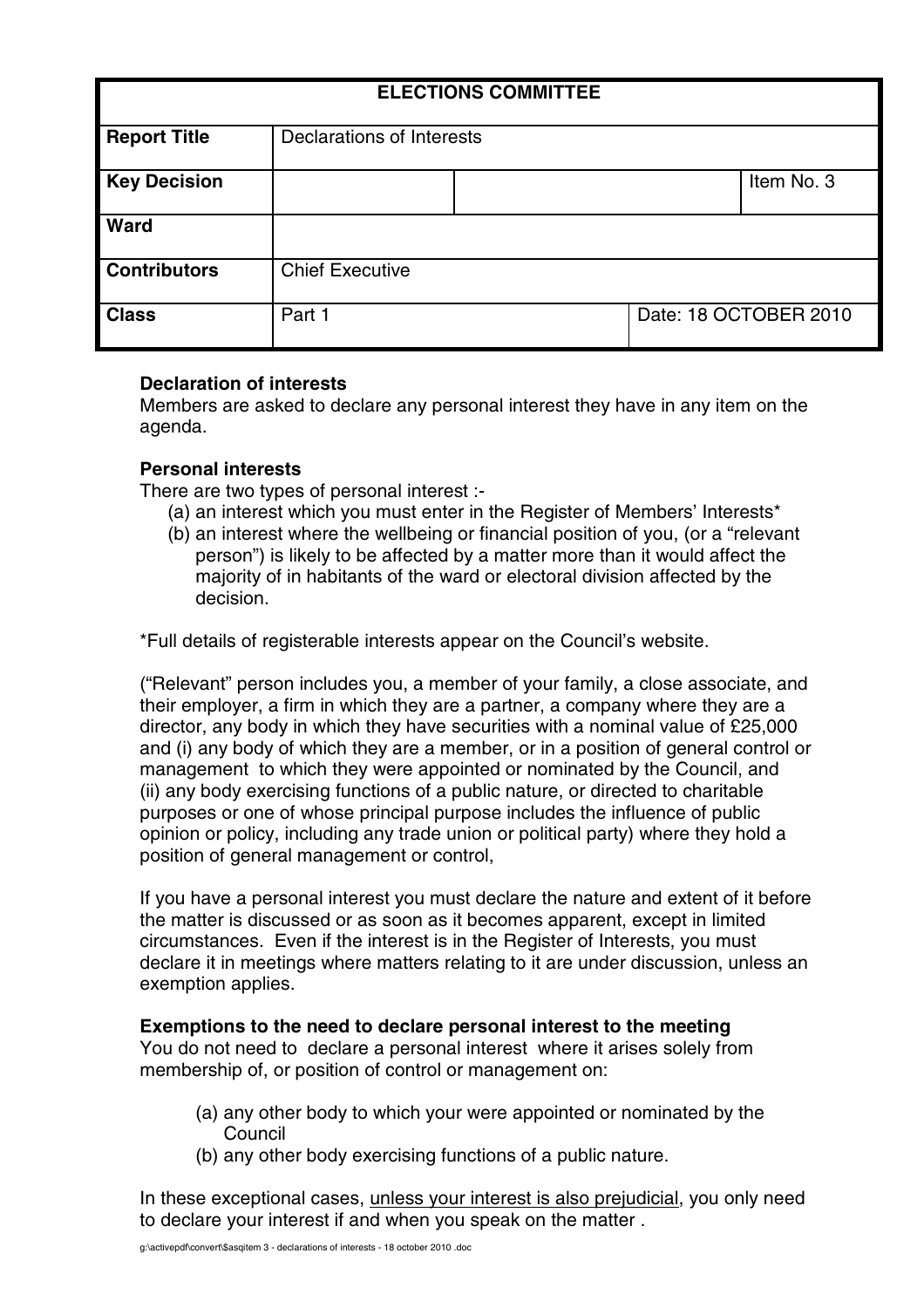| ELECTIONS COMMITTEE | | | |
|---|---|---|---|
| **Report Title** | Declarations of Interests | | |
| **Key Decision** | | | Item No. 3 |
| **Ward** | | | |
| **Contributors** | Chief Executive | | |
| **Class** | Part 1 | Date: 18 OCTOBER 2010 | |

**Declaration of interests**
Members are asked to declare any personal interest they have in any item on the agenda.

**Personal interests**
There are two types of personal interest :-

(a) an interest which you must enter in the Register of Members' Interests*
(b) an interest where the wellbeing or financial position of you, (or a "relevant person") is likely to be affected by a matter more than it would affect the majority of in habitants of the ward or electoral division affected by the decision.

*Full details of registerable interests appear on the Council's website.

("Relevant" person includes you, a member of your family, a close associate, and their employer, a firm in which they are a partner, a company where they are a director, any body in which they have securities with a nominal value of £25,000 and (i) any body of which they are a member, or in a position of general control or management to which they were appointed or nominated by the Council, and (ii) any body exercising functions of a public nature, or directed to charitable purposes or one of whose principal purpose includes the influence of public opinion or policy, including any trade union or political party) where they hold a position of general management or control,

If you have a personal interest you must declare the nature and extent of it before the matter is discussed or as soon as it becomes apparent, except in limited circumstances. Even if the interest is in the Register of Interests, you must declare it in meetings where matters relating to it are under discussion, unless an exemption applies.

**Exemptions to the need to declare personal interest to the meeting**
You do not need to declare a personal interest where it arises solely from membership of, or position of control or management on:

(a) any other body to which your were appointed or nominated by the Council
(b) any other body exercising functions of a public nature.

In these exceptional cases, unless your interest is also prejudicial, you only need to declare your interest if and when you speak on the matter .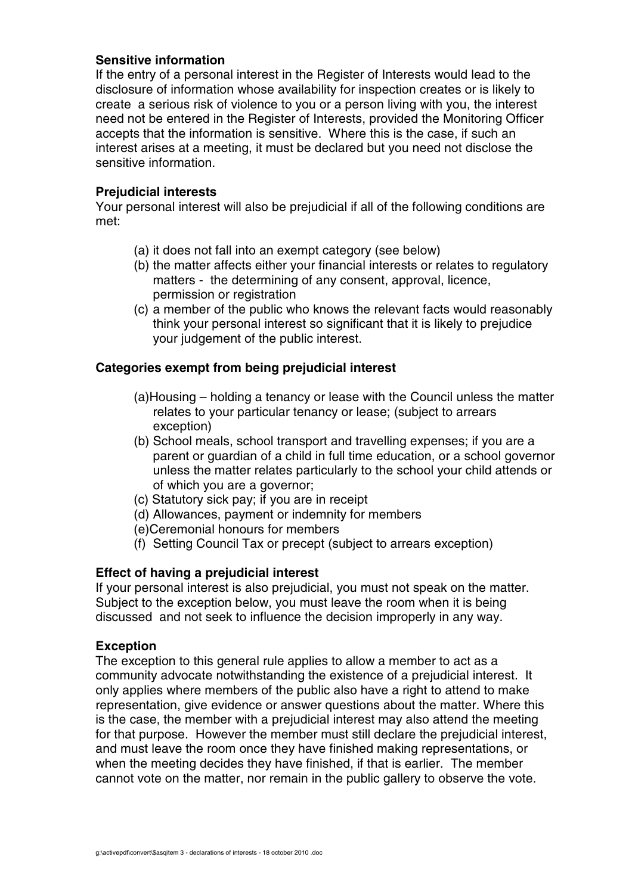**Sensitive information**

If the entry of a personal interest in the Register of Interests would lead to the disclosure of information whose availability for inspection creates or is likely to create a serious risk of violence to you or a person living with you, the interest need not be entered in the Register of Interests, provided the Monitoring Officer accepts that the information is sensitive. Where this is the case, if such an interest arises at a meeting, it must be declared but you need not disclose the sensitive information.

**Prejudicial interests**

Your personal interest will also be prejudicial if all of the following conditions are met:

(a) it does not fall into an exempt category (see below)
(b) the matter affects either your financial interests or relates to regulatory matters - the determining of any consent, approval, licence, permission or registration
(c) a member of the public who knows the relevant facts would reasonably think your personal interest so significant that it is likely to prejudice your judgement of the public interest.

**Categories exempt from being prejudicial interest**

(a)Housing – holding a tenancy or lease with the Council unless the matter relates to your particular tenancy or lease; (subject to arrears exception)
(b) School meals, school transport and travelling expenses; if you are a parent or guardian of a child in full time education, or a school governor unless the matter relates particularly to the school your child attends or of which you are a governor;
(c) Statutory sick pay; if you are in receipt
(d) Allowances, payment or indemnity for members
(e)Ceremonial honours for members
(f) Setting Council Tax or precept (subject to arrears exception)

**Effect of having a prejudicial interest**

If your personal interest is also prejudicial, you must not speak on the matter. Subject to the exception below, you must leave the room when it is being discussed and not seek to influence the decision improperly in any way.

**Exception**

The exception to this general rule applies to allow a member to act as a community advocate notwithstanding the existence of a prejudicial interest. It only applies where members of the public also have a right to attend to make representation, give evidence or answer questions about the matter. Where this is the case, the member with a prejudicial interest may also attend the meeting for that purpose. However the member must still declare the prejudicial interest, and must leave the room once they have finished making representations, or when the meeting decides they have finished, if that is earlier. The member cannot vote on the matter, nor remain in the public gallery to observe the vote.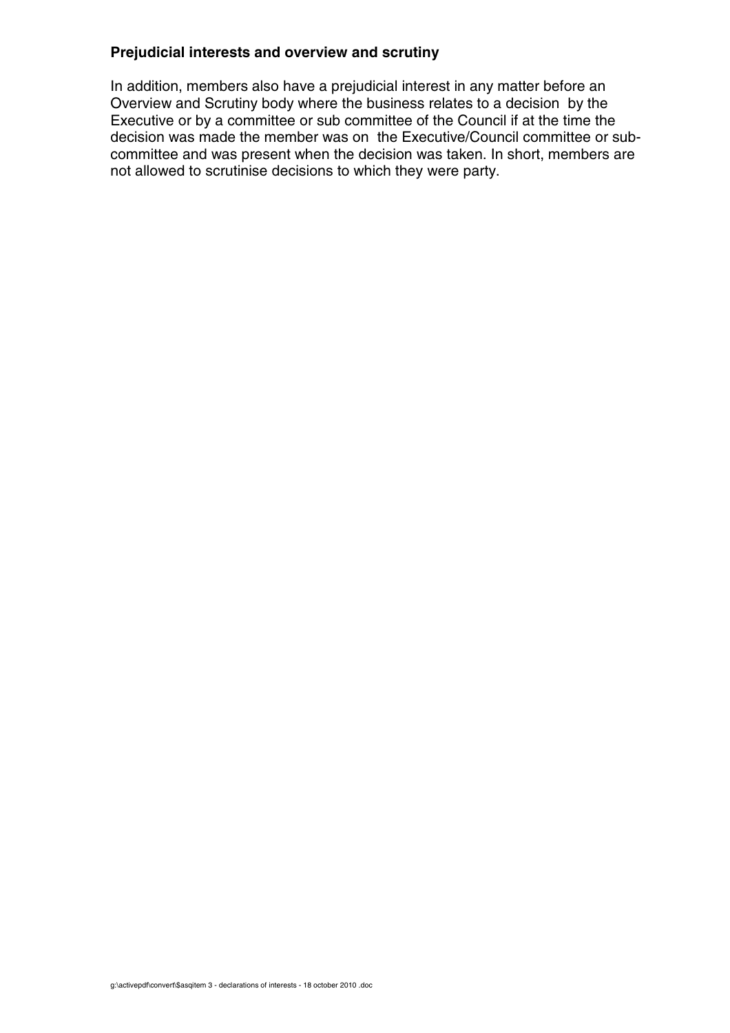## Prejudicial interests and overview and scrutiny

In addition, members also have a prejudicial interest in any matter before an Overview and Scrutiny body where the business relates to a decision by the Executive or by a committee or sub committee of the Council if at the time the decision was made the member was on the Executive/Council committee or sub-committee and was present when the decision was taken. In short, members are not allowed to scrutinise decisions to which they were party.